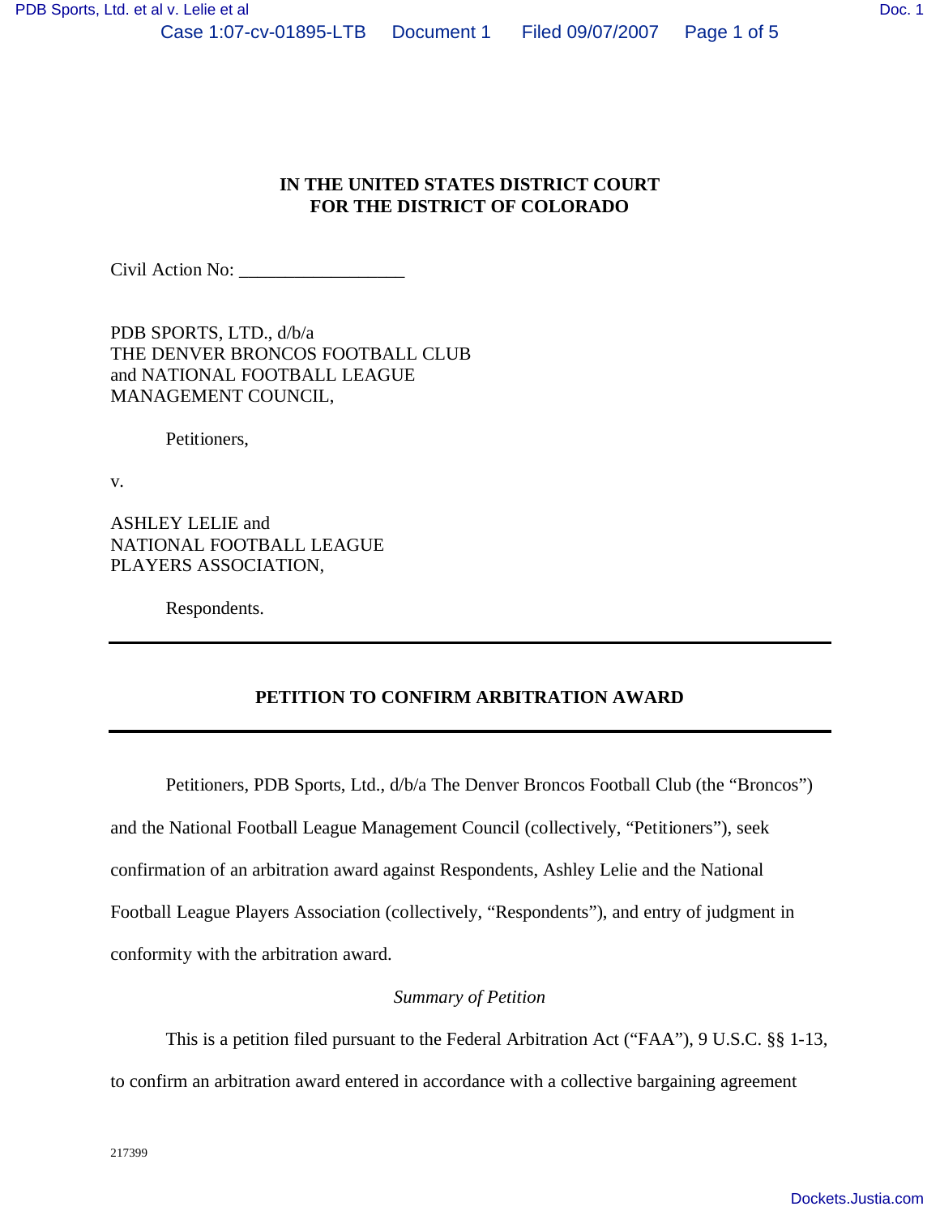**IN THE UNITED STATES DISTRICT COURT**
**FOR THE DISTRICT OF COLORADO**

Civil Action No: __________________

PDB SPORTS, LTD., d/b/a
THE DENVER BRONCOS FOOTBALL CLUB
and NATIONAL FOOTBALL LEAGUE
MANAGEMENT COUNCIL,

Petitioners,

v.

ASHLEY LELIE and
NATIONAL FOOTBALL LEAGUE
PLAYERS ASSOCIATION,

Respondents.

---

**PETITION TO CONFIRM ARBITRATION AWARD**

---

Petitioners, PDB Sports, Ltd., d/b/a The Denver Broncos Football Club (the "Broncos") and the National Football League Management Council (collectively, "Petitioners"), seek confirmation of an arbitration award against Respondents, Ashley Lelie and the National Football League Players Association (collectively, "Respondents"), and entry of judgment in conformity with the arbitration award.

*Summary of Petition*

This is a petition filed pursuant to the Federal Arbitration Act ("FAA"), 9 U.S.C. §§ 1-13, to confirm an arbitration award entered in accordance with a collective bargaining agreement

217399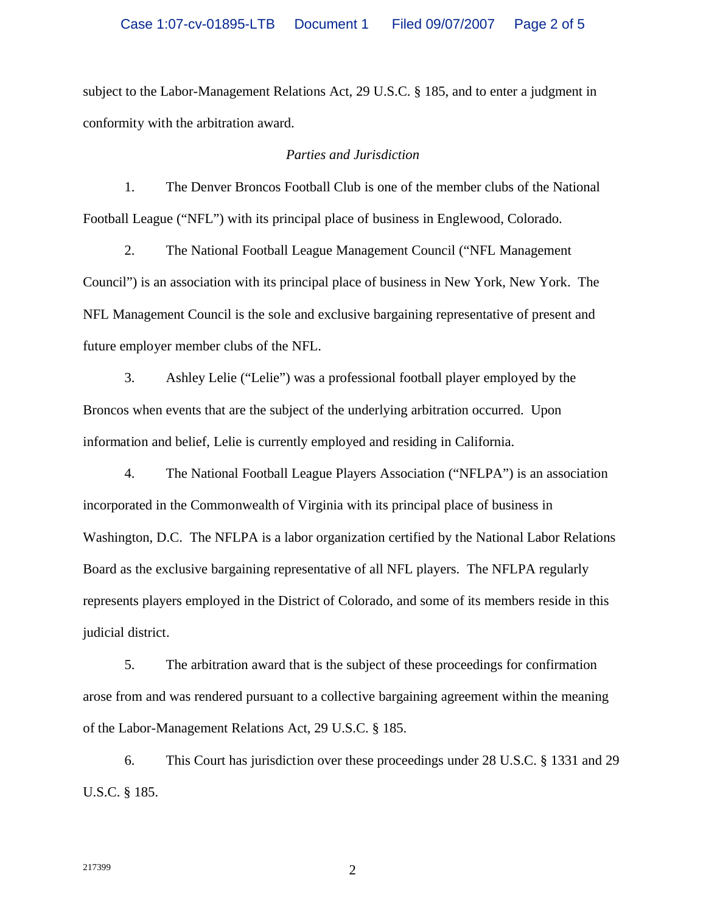subject to the Labor-Management Relations Act, 29 U.S.C. § 185, and to enter a judgment in conformity with the arbitration award.

*Parties and Jurisdiction*

1. The Denver Broncos Football Club is one of the member clubs of the National Football League ("NFL") with its principal place of business in Englewood, Colorado.

2. The National Football League Management Council ("NFL Management Council") is an association with its principal place of business in New York, New York. The NFL Management Council is the sole and exclusive bargaining representative of present and future employer member clubs of the NFL.

3. Ashley Lelie ("Lelie") was a professional football player employed by the Broncos when events that are the subject of the underlying arbitration occurred. Upon information and belief, Lelie is currently employed and residing in California.

4. The National Football League Players Association ("NFLPA") is an association incorporated in the Commonwealth of Virginia with its principal place of business in Washington, D.C. The NFLPA is a labor organization certified by the National Labor Relations Board as the exclusive bargaining representative of all NFL players. The NFLPA regularly represents players employed in the District of Colorado, and some of its members reside in this judicial district.

5. The arbitration award that is the subject of these proceedings for confirmation arose from and was rendered pursuant to a collective bargaining agreement within the meaning of the Labor-Management Relations Act, 29 U.S.C. § 185.

6. This Court has jurisdiction over these proceedings under 28 U.S.C. § 1331 and 29 U.S.C. § 185.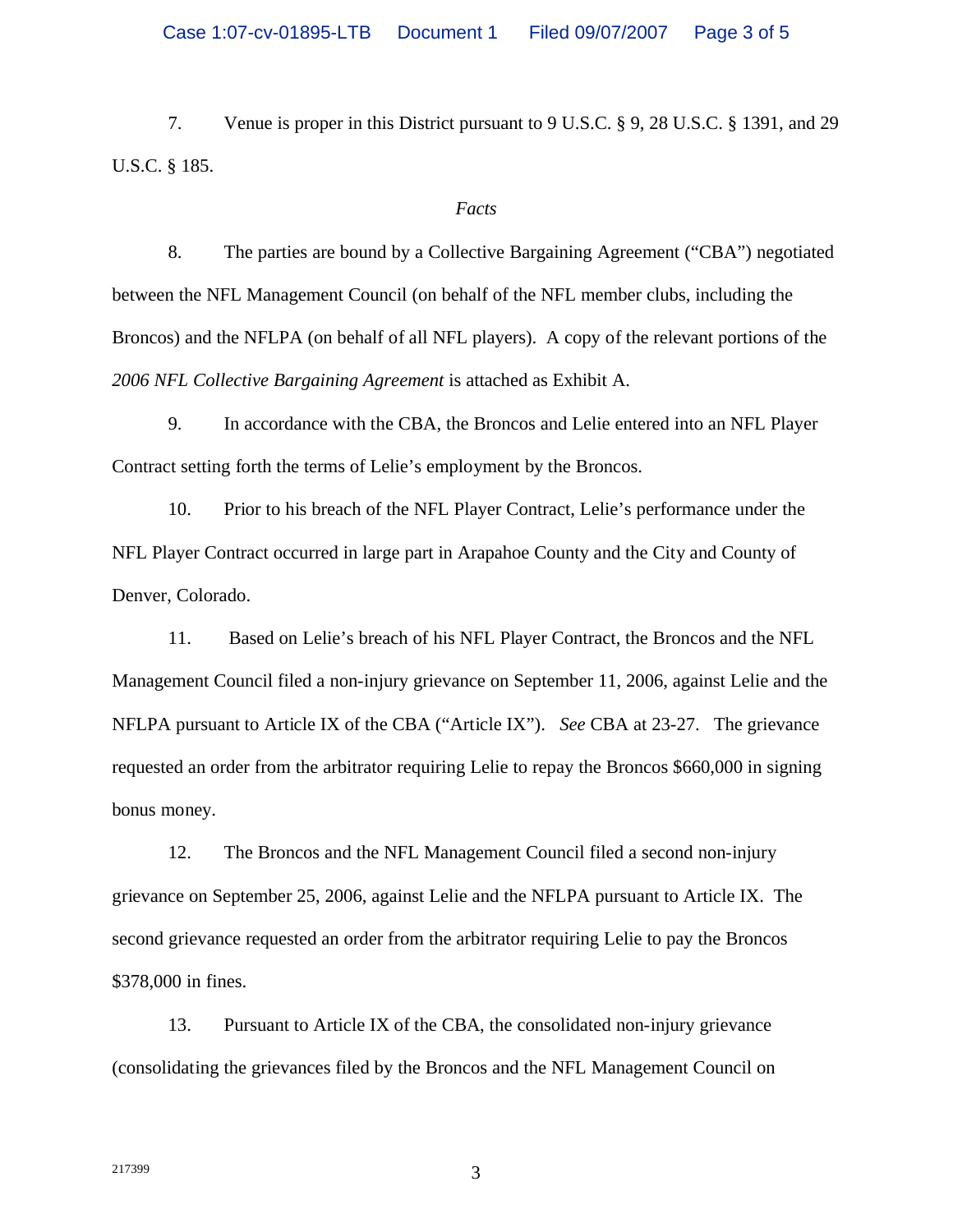7. Venue is proper in this District pursuant to 9 U.S.C. § 9, 28 U.S.C. § 1391, and 29 U.S.C. § 185.

*Facts*

8. The parties are bound by a Collective Bargaining Agreement ("CBA") negotiated between the NFL Management Council (on behalf of the NFL member clubs, including the Broncos) and the NFLPA (on behalf of all NFL players). A copy of the relevant portions of the *2006 NFL Collective Bargaining Agreement* is attached as Exhibit A.

9. In accordance with the CBA, the Broncos and Lelie entered into an NFL Player Contract setting forth the terms of Lelie's employment by the Broncos.

10. Prior to his breach of the NFL Player Contract, Lelie's performance under the NFL Player Contract occurred in large part in Arapahoe County and the City and County of Denver, Colorado.

11. Based on Lelie's breach of his NFL Player Contract, the Broncos and the NFL Management Council filed a non-injury grievance on September 11, 2006, against Lelie and the NFLPA pursuant to Article IX of the CBA ("Article IX"). *See* CBA at 23-27. The grievance requested an order from the arbitrator requiring Lelie to repay the Broncos $660,000 in signing bonus money.

12. The Broncos and the NFL Management Council filed a second non-injury grievance on September 25, 2006, against Lelie and the NFLPA pursuant to Article IX. The second grievance requested an order from the arbitrator requiring Lelie to pay the Broncos $378,000 in fines.

13. Pursuant to Article IX of the CBA, the consolidated non-injury grievance (consolidating the grievances filed by the Broncos and the NFL Management Council on

217399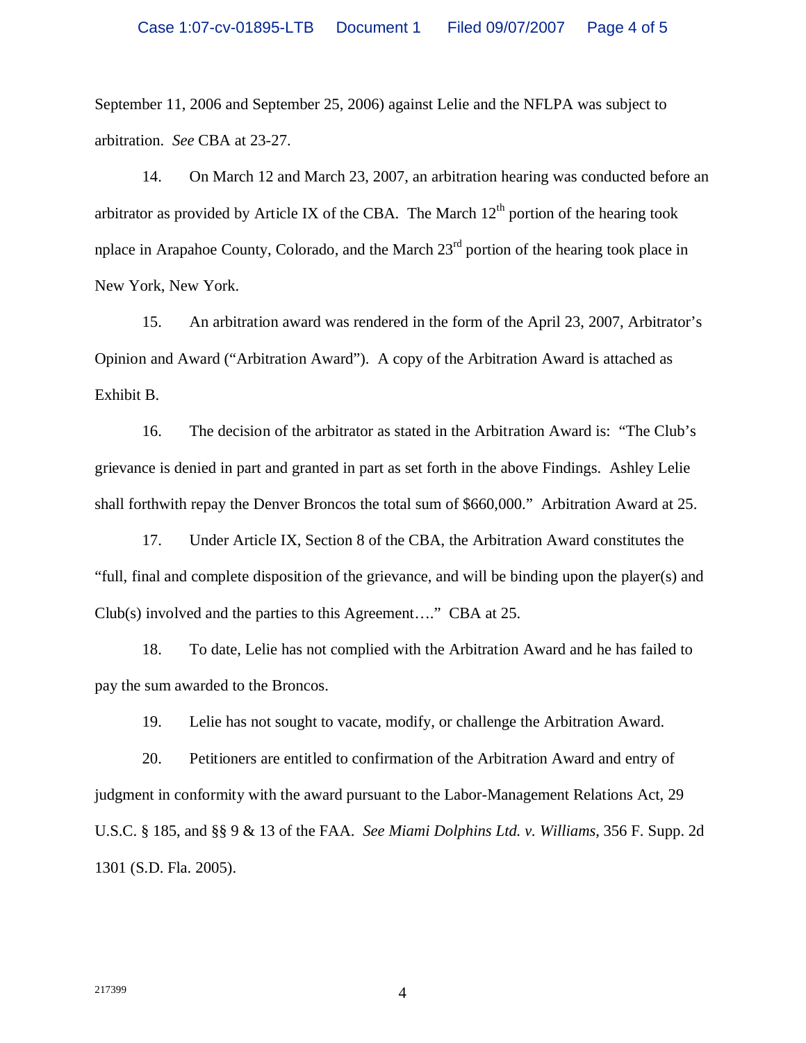September 11, 2006 and September 25, 2006) against Lelie and the NFLPA was subject to arbitration. *See* CBA at 23-27.

14. On March 12 and March 23, 2007, an arbitration hearing was conducted before an arbitrator as provided by Article IX of the CBA. The March 12th portion of the hearing took nplace in Arapahoe County, Colorado, and the March 23rd portion of the hearing took place in New York, New York.

15. An arbitration award was rendered in the form of the April 23, 2007, Arbitrator's Opinion and Award ("Arbitration Award"). A copy of the Arbitration Award is attached as Exhibit B.

16. The decision of the arbitrator as stated in the Arbitration Award is: "The Club's grievance is denied in part and granted in part as set forth in the above Findings. Ashley Lelie shall forthwith repay the Denver Broncos the total sum of $660,000." Arbitration Award at 25.

17. Under Article IX, Section 8 of the CBA, the Arbitration Award constitutes the "full, final and complete disposition of the grievance, and will be binding upon the player(s) and Club(s) involved and the parties to this Agreement…." CBA at 25.

18. To date, Lelie has not complied with the Arbitration Award and he has failed to pay the sum awarded to the Broncos.

19. Lelie has not sought to vacate, modify, or challenge the Arbitration Award.

20. Petitioners are entitled to confirmation of the Arbitration Award and entry of judgment in conformity with the award pursuant to the Labor-Management Relations Act, 29 U.S.C. § 185, and §§ 9 & 13 of the FAA. *See Miami Dolphins Ltd. v. Williams*, 356 F. Supp. 2d 1301 (S.D. Fla. 2005).

217399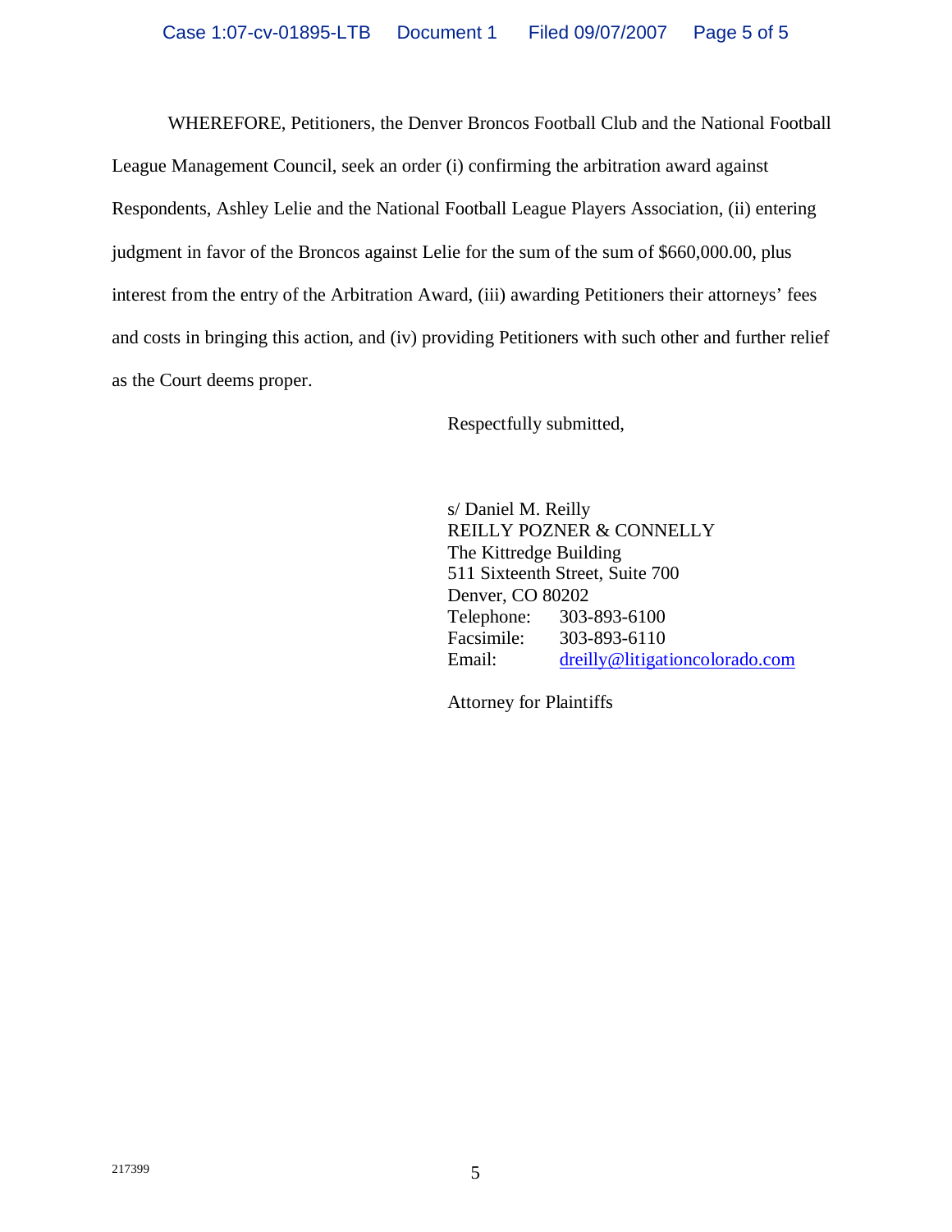WHEREFORE, Petitioners, the Denver Broncos Football Club and the National Football League Management Council, seek an order (i) confirming the arbitration award against Respondents, Ashley Lelie and the National Football League Players Association, (ii) entering judgment in favor of the Broncos against Lelie for the sum of the sum of $660,000.00, plus interest from the entry of the Arbitration Award, (iii) awarding Petitioners their attorneys' fees and costs in bringing this action, and (iv) providing Petitioners with such other and further relief as the Court deems proper.

Respectfully submitted,

s/ Daniel M. Reilly
REILLY POZNER & CONNELLY
The Kittredge Building
511 Sixteenth Street, Suite 700
Denver, CO 80202
Telephone: 303-893-6100
Facsimile: 303-893-6110
Email: dreilly@litigationcolorado.com

Attorney for Plaintiffs

217399